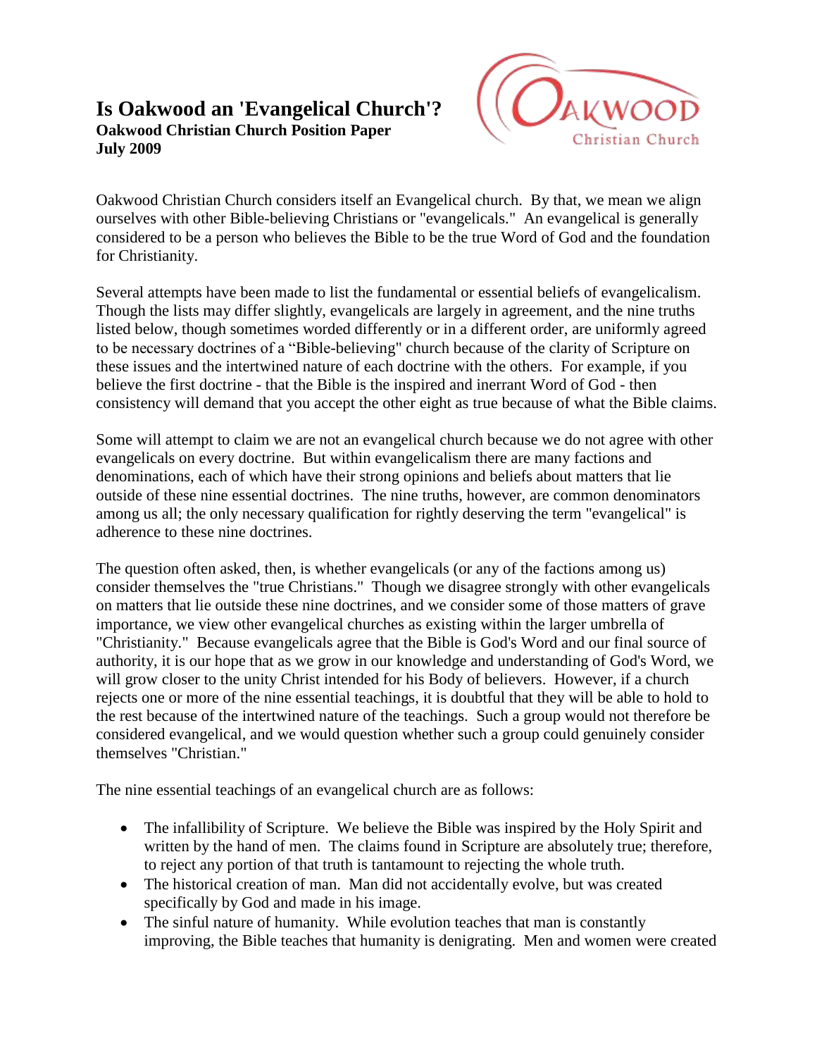# Is Oakwood an 'Evangelical Church'?

**Oakwood Christian Church Position Paper**
**July 2009**

Oakwood Christian Church considers itself an Evangelical church. By that, we mean we align ourselves with other Bible-believing Christians or "evangelicals." An evangelical is generally considered to be a person who believes the Bible to be the true Word of God and the foundation for Christianity.

Several attempts have been made to list the fundamental or essential beliefs of evangelicalism. Though the lists may differ slightly, evangelicals are largely in agreement, and the nine truths listed below, though sometimes worded differently or in a different order, are uniformly agreed to be necessary doctrines of a "Bible-believing" church because of the clarity of Scripture on these issues and the intertwined nature of each doctrine with the others. For example, if you believe the first doctrine - that the Bible is the inspired and inerrant Word of God - then consistency will demand that you accept the other eight as true because of what the Bible claims.

Some will attempt to claim we are not an evangelical church because we do not agree with other evangelicals on every doctrine. But within evangelicalism there are many factions and denominations, each of which have their strong opinions and beliefs about matters that lie outside of these nine essential doctrines. The nine truths, however, are common denominators among us all; the only necessary qualification for rightly deserving the term "evangelical" is adherence to these nine doctrines.

The question often asked, then, is whether evangelicals (or any of the factions among us) consider themselves the "true Christians." Though we disagree strongly with other evangelicals on matters that lie outside these nine doctrines, and we consider some of those matters of grave importance, we view other evangelical churches as existing within the larger umbrella of "Christianity." Because evangelicals agree that the Bible is God's Word and our final source of authority, it is our hope that as we grow in our knowledge and understanding of God's Word, we will grow closer to the unity Christ intended for his Body of believers. However, if a church rejects one or more of the nine essential teachings, it is doubtful that they will be able to hold to the rest because of the intertwined nature of the teachings. Such a group would not therefore be considered evangelical, and we would question whether such a group could genuinely consider themselves "Christian."

The nine essential teachings of an evangelical church are as follows:

- The infallibility of Scripture. We believe the Bible was inspired by the Holy Spirit and written by the hand of men. The claims found in Scripture are absolutely true; therefore, to reject any portion of that truth is tantamount to rejecting the whole truth.
- The historical creation of man. Man did not accidentally evolve, but was created specifically by God and made in his image.
- The sinful nature of humanity. While evolution teaches that man is constantly improving, the Bible teaches that humanity is denigrating. Men and women were created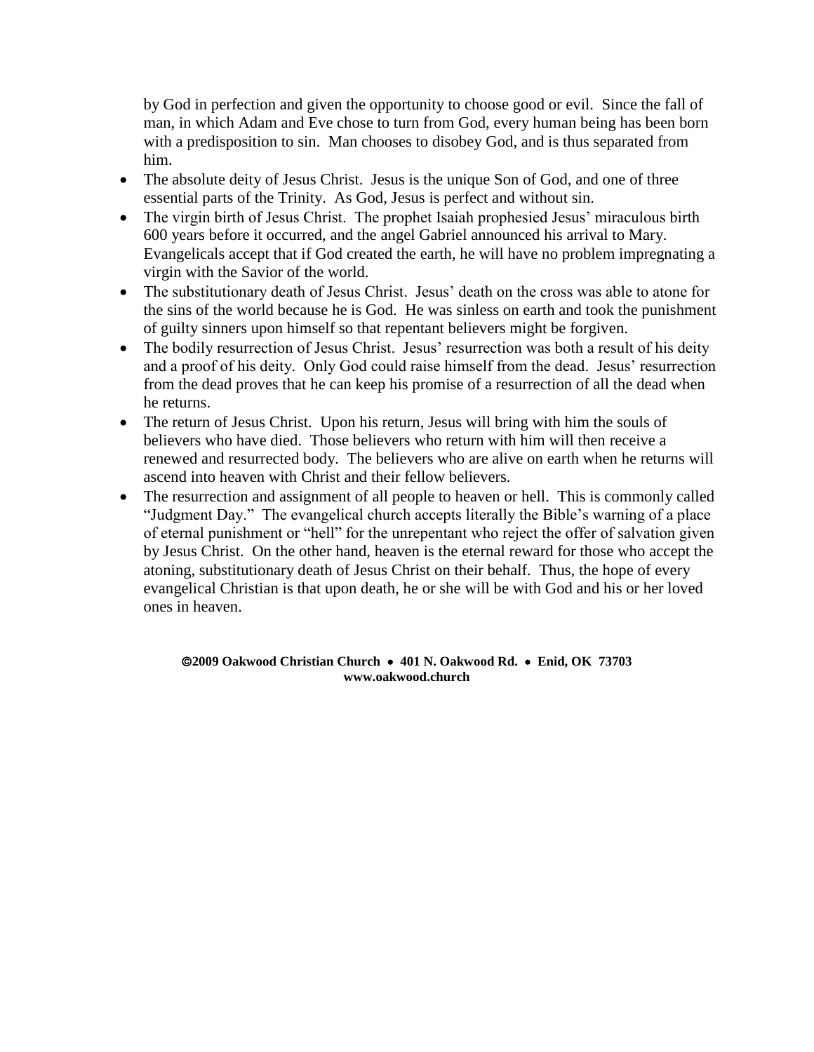by God in perfection and given the opportunity to choose good or evil. Since the fall of man, in which Adam and Eve chose to turn from God, every human being has been born with a predisposition to sin. Man chooses to disobey God, and is thus separated from him.

- The absolute deity of Jesus Christ. Jesus is the unique Son of God, and one of three essential parts of the Trinity. As God, Jesus is perfect and without sin.
- The virgin birth of Jesus Christ. The prophet Isaiah prophesied Jesus' miraculous birth 600 years before it occurred, and the angel Gabriel announced his arrival to Mary. Evangelicals accept that if God created the earth, he will have no problem impregnating a virgin with the Savior of the world.
- The substitutionary death of Jesus Christ. Jesus' death on the cross was able to atone for the sins of the world because he is God. He was sinless on earth and took the punishment of guilty sinners upon himself so that repentant believers might be forgiven.
- The bodily resurrection of Jesus Christ. Jesus' resurrection was both a result of his deity and a proof of his deity. Only God could raise himself from the dead. Jesus' resurrection from the dead proves that he can keep his promise of a resurrection of all the dead when he returns.
- The return of Jesus Christ. Upon his return, Jesus will bring with him the souls of believers who have died. Those believers who return with him will then receive a renewed and resurrected body. The believers who are alive on earth when he returns will ascend into heaven with Christ and their fellow believers.
- The resurrection and assignment of all people to heaven or hell. This is commonly called "Judgment Day." The evangelical church accepts literally the Bible's warning of a place of eternal punishment or "hell" for the unrepentant who reject the offer of salvation given by Jesus Christ. On the other hand, heaven is the eternal reward for those who accept the atoning, substitutionary death of Jesus Christ on their behalf. Thus, the hope of every evangelical Christian is that upon death, he or she will be with God and his or her loved ones in heaven.

**©2009 Oakwood Christian Church • 401 N. Oakwood Rd. • Enid, OK 73703**
**www.oakwood.church**